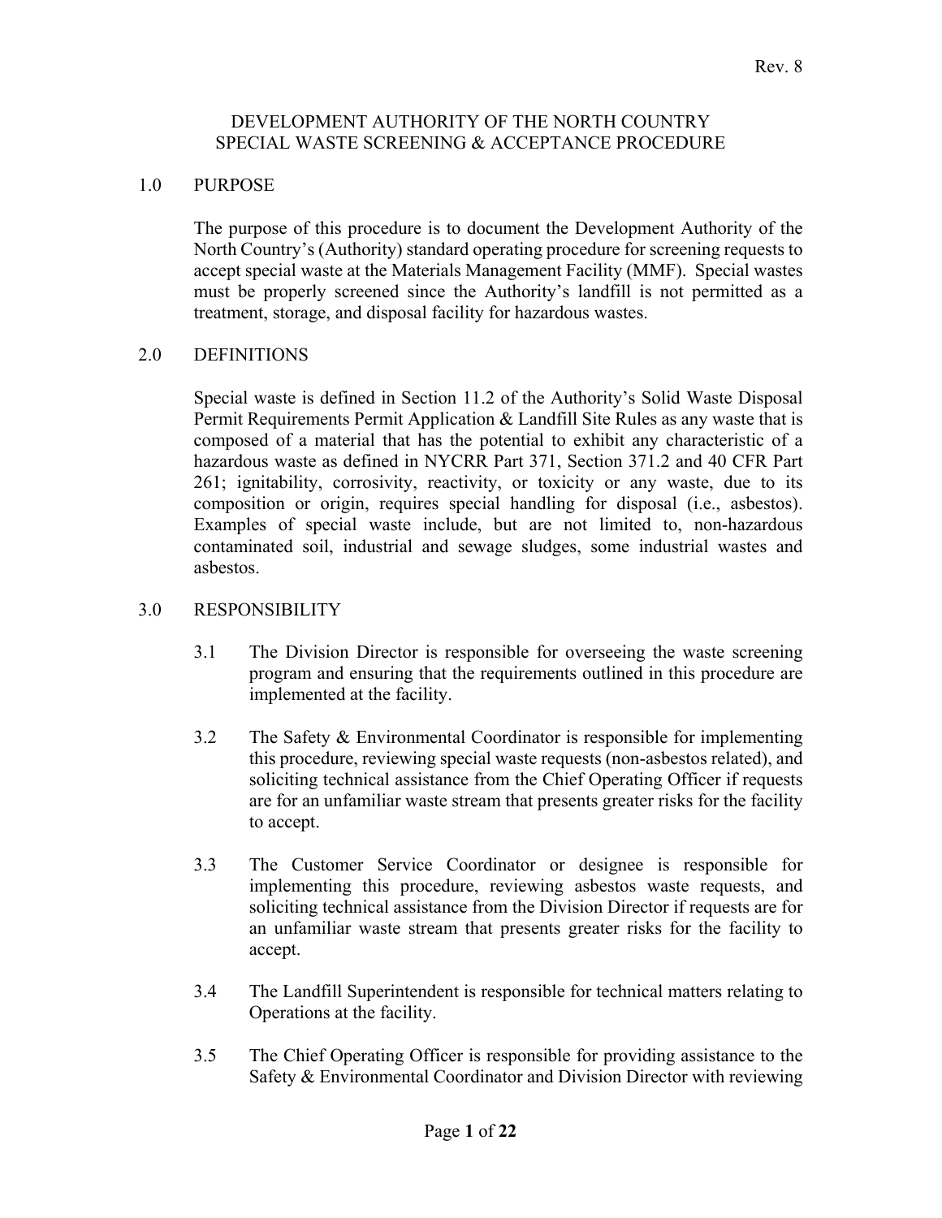Rev. 8

# DEVELOPMENT AUTHORITY OF THE NORTH COUNTRY
# SPECIAL WASTE SCREENING & ACCEPTANCE PROCEDURE

## 1.0 PURPOSE

The purpose of this procedure is to document the Development Authority of the North Country's (Authority) standard operating procedure for screening requests to accept special waste at the Materials Management Facility (MMF). Special wastes must be properly screened since the Authority's landfill is not permitted as a treatment, storage, and disposal facility for hazardous wastes.

## 2.0 DEFINITIONS

Special waste is defined in Section 11.2 of the Authority's Solid Waste Disposal Permit Requirements Permit Application & Landfill Site Rules as any waste that is composed of a material that has the potential to exhibit any characteristic of a hazardous waste as defined in NYCRR Part 371, Section 371.2 and 40 CFR Part 261; ignitability, corrosivity, reactivity, or toxicity or any waste, due to its composition or origin, requires special handling for disposal (i.e., asbestos). Examples of special waste include, but are not limited to, non-hazardous contaminated soil, industrial and sewage sludges, some industrial wastes and asbestos.

## 3.0 RESPONSIBILITY

3.1 The Division Director is responsible for overseeing the waste screening program and ensuring that the requirements outlined in this procedure are implemented at the facility.

3.2 The Safety & Environmental Coordinator is responsible for implementing this procedure, reviewing special waste requests (non-asbestos related), and soliciting technical assistance from the Chief Operating Officer if requests are for an unfamiliar waste stream that presents greater risks for the facility to accept.

3.3 The Customer Service Coordinator or designee is responsible for implementing this procedure, reviewing asbestos waste requests, and soliciting technical assistance from the Division Director if requests are for an unfamiliar waste stream that presents greater risks for the facility to accept.

3.4 The Landfill Superintendent is responsible for technical matters relating to Operations at the facility.

3.5 The Chief Operating Officer is responsible for providing assistance to the Safety & Environmental Coordinator and Division Director with reviewing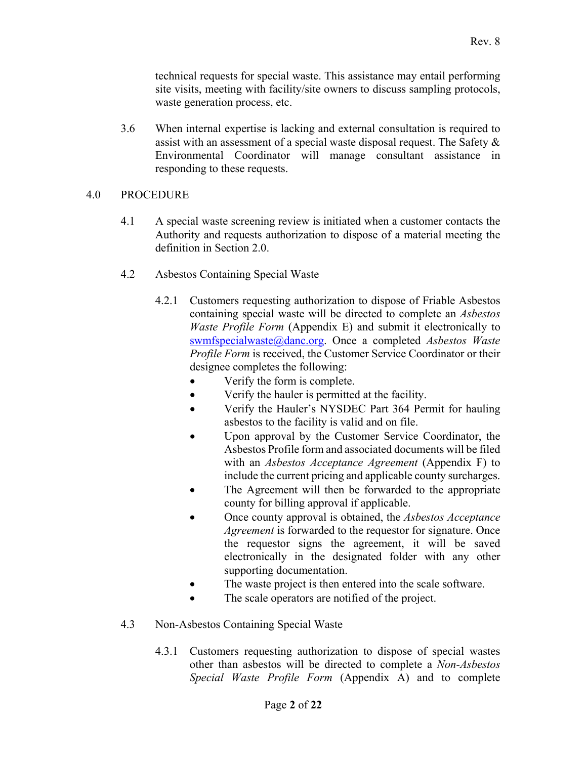technical requests for special waste. This assistance may entail performing site visits, meeting with facility/site owners to discuss sampling protocols, waste generation process, etc.

3.6 When internal expertise is lacking and external consultation is required to assist with an assessment of a special waste disposal request. The Safety & Environmental Coordinator will manage consultant assistance in responding to these requests.

## 4.0 PROCEDURE

4.1 A special waste screening review is initiated when a customer contacts the Authority and requests authorization to dispose of a material meeting the definition in Section 2.0.

### 4.2 Asbestos Containing Special Waste

4.2.1 Customers requesting authorization to dispose of Friable Asbestos containing special waste will be directed to complete an *Asbestos Waste Profile Form* (Appendix E) and submit it electronically to swmfspecialwaste@danc.org. Once a completed *Asbestos Waste Profile Form* is received, the Customer Service Coordinator or their designee completes the following:

- Verify the form is complete.
- Verify the hauler is permitted at the facility.
- Verify the Hauler's NYSDEC Part 364 Permit for hauling asbestos to the facility is valid and on file.
- Upon approval by the Customer Service Coordinator, the Asbestos Profile form and associated documents will be filed with an *Asbestos Acceptance Agreement* (Appendix F) to include the current pricing and applicable county surcharges.
- The Agreement will then be forwarded to the appropriate county for billing approval if applicable.
- Once county approval is obtained, the *Asbestos Acceptance Agreement* is forwarded to the requestor for signature. Once the requestor signs the agreement, it will be saved electronically in the designated folder with any other supporting documentation.
- The waste project is then entered into the scale software.
- The scale operators are notified of the project.

### 4.3 Non-Asbestos Containing Special Waste

4.3.1 Customers requesting authorization to dispose of special wastes other than asbestos will be directed to complete a *Non-Asbestos Special Waste Profile Form* (Appendix A) and to complete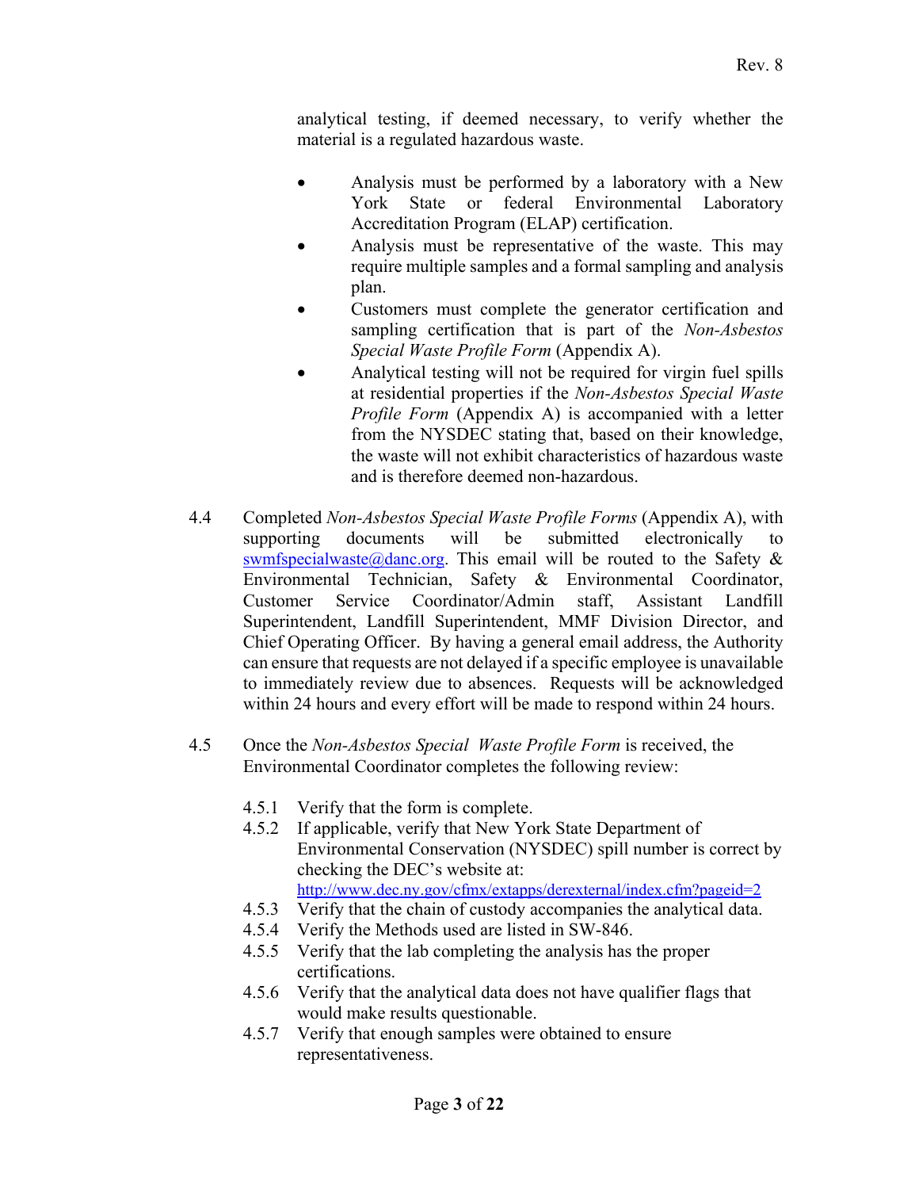analytical testing, if deemed necessary, to verify whether the material is a regulated hazardous waste.

- Analysis must be performed by a laboratory with a New York State or federal Environmental Laboratory Accreditation Program (ELAP) certification.
- Analysis must be representative of the waste. This may require multiple samples and a formal sampling and analysis plan.
- Customers must complete the generator certification and sampling certification that is part of the *Non-Asbestos Special Waste Profile Form* (Appendix A).
- Analytical testing will not be required for virgin fuel spills at residential properties if the *Non-Asbestos Special Waste Profile Form* (Appendix A) is accompanied with a letter from the NYSDEC stating that, based on their knowledge, the waste will not exhibit characteristics of hazardous waste and is therefore deemed non-hazardous.

4.4 Completed *Non-Asbestos Special Waste Profile Forms* (Appendix A), with supporting documents will be submitted electronically to swmfspecialwaste@danc.org. This email will be routed to the Safety & Environmental Technician, Safety & Environmental Coordinator, Customer Service Coordinator/Admin staff, Assistant Landfill Superintendent, Landfill Superintendent, MMF Division Director, and Chief Operating Officer. By having a general email address, the Authority can ensure that requests are not delayed if a specific employee is unavailable to immediately review due to absences. Requests will be acknowledged within 24 hours and every effort will be made to respond within 24 hours.

4.5 Once the *Non-Asbestos Special Waste Profile Form* is received, the Environmental Coordinator completes the following review:

4.5.1 Verify that the form is complete.

4.5.2 If applicable, verify that New York State Department of Environmental Conservation (NYSDEC) spill number is correct by checking the DEC's website at: http://www.dec.ny.gov/cfmx/extapps/derexternal/index.cfm?pageid=2

4.5.3 Verify that the chain of custody accompanies the analytical data.

4.5.4 Verify the Methods used are listed in SW-846.

4.5.5 Verify that the lab completing the analysis has the proper certifications.

4.5.6 Verify that the analytical data does not have qualifier flags that would make results questionable.

4.5.7 Verify that enough samples were obtained to ensure representativeness.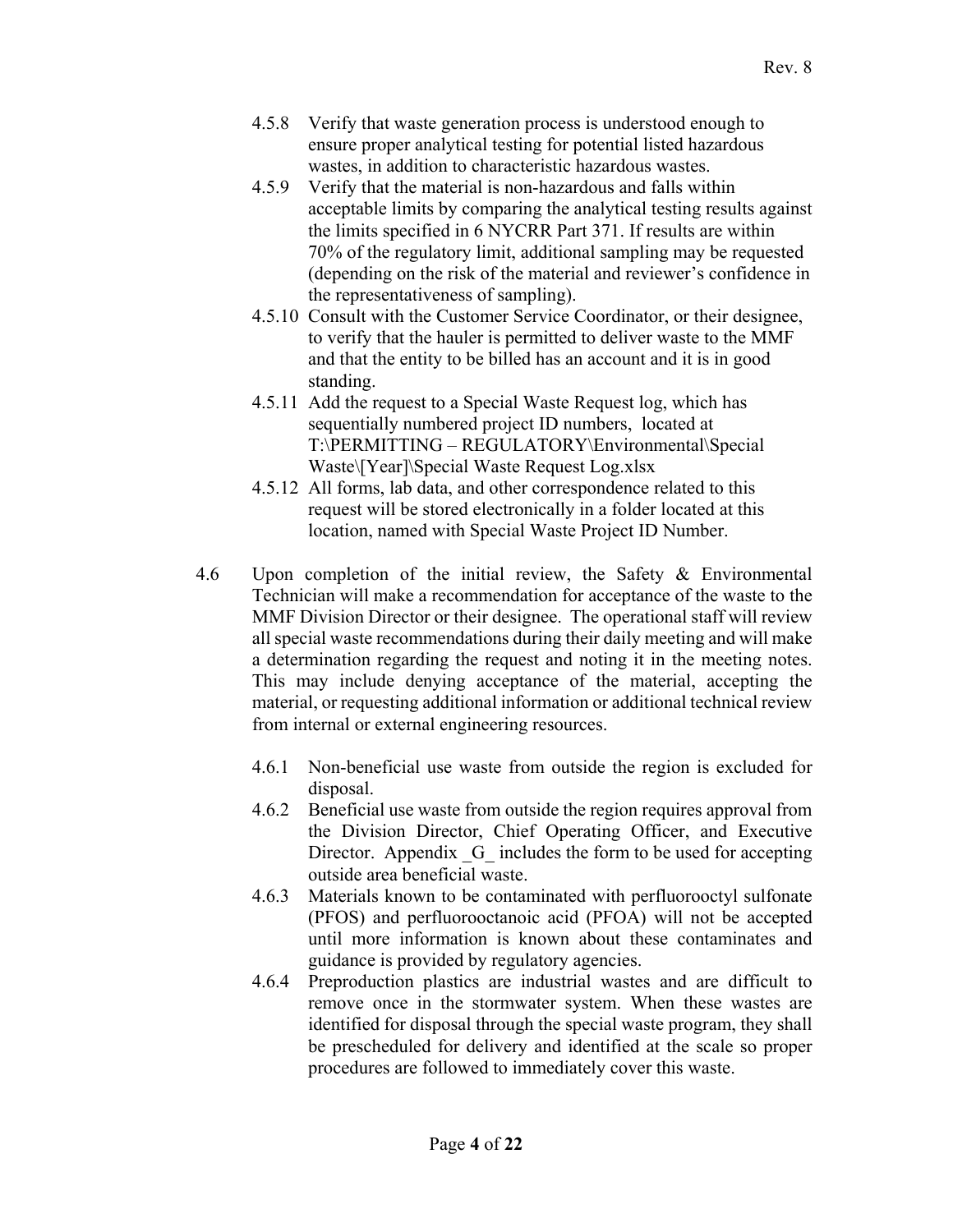4.5.8 Verify that waste generation process is understood enough to ensure proper analytical testing for potential listed hazardous wastes, in addition to characteristic hazardous wastes.

4.5.9 Verify that the material is non-hazardous and falls within acceptable limits by comparing the analytical testing results against the limits specified in 6 NYCRR Part 371. If results are within 70% of the regulatory limit, additional sampling may be requested (depending on the risk of the material and reviewer's confidence in the representativeness of sampling).

4.5.10 Consult with the Customer Service Coordinator, or their designee, to verify that the hauler is permitted to deliver waste to the MMF and that the entity to be billed has an account and it is in good standing.

4.5.11 Add the request to a Special Waste Request log, which has sequentially numbered project ID numbers, located at T:\PERMITTING – REGULATORY\Environmental\Special Waste\[Year]\Special Waste Request Log.xlsx

4.5.12 All forms, lab data, and other correspondence related to this request will be stored electronically in a folder located at this location, named with Special Waste Project ID Number.

4.6 Upon completion of the initial review, the Safety & Environmental Technician will make a recommendation for acceptance of the waste to the MMF Division Director or their designee. The operational staff will review all special waste recommendations during their daily meeting and will make a determination regarding the request and noting it in the meeting notes. This may include denying acceptance of the material, accepting the material, or requesting additional information or additional technical review from internal or external engineering resources.

4.6.1 Non-beneficial use waste from outside the region is excluded for disposal.

4.6.2 Beneficial use waste from outside the region requires approval from the Division Director, Chief Operating Officer, and Executive Director. Appendix _G_ includes the form to be used for accepting outside area beneficial waste.

4.6.3 Materials known to be contaminated with perfluorooctyl sulfonate (PFOS) and perfluorooctanoic acid (PFOA) will not be accepted until more information is known about these contaminates and guidance is provided by regulatory agencies.

4.6.4 Preproduction plastics are industrial wastes and are difficult to remove once in the stormwater system. When these wastes are identified for disposal through the special waste program, they shall be prescheduled for delivery and identified at the scale so proper procedures are followed to immediately cover this waste.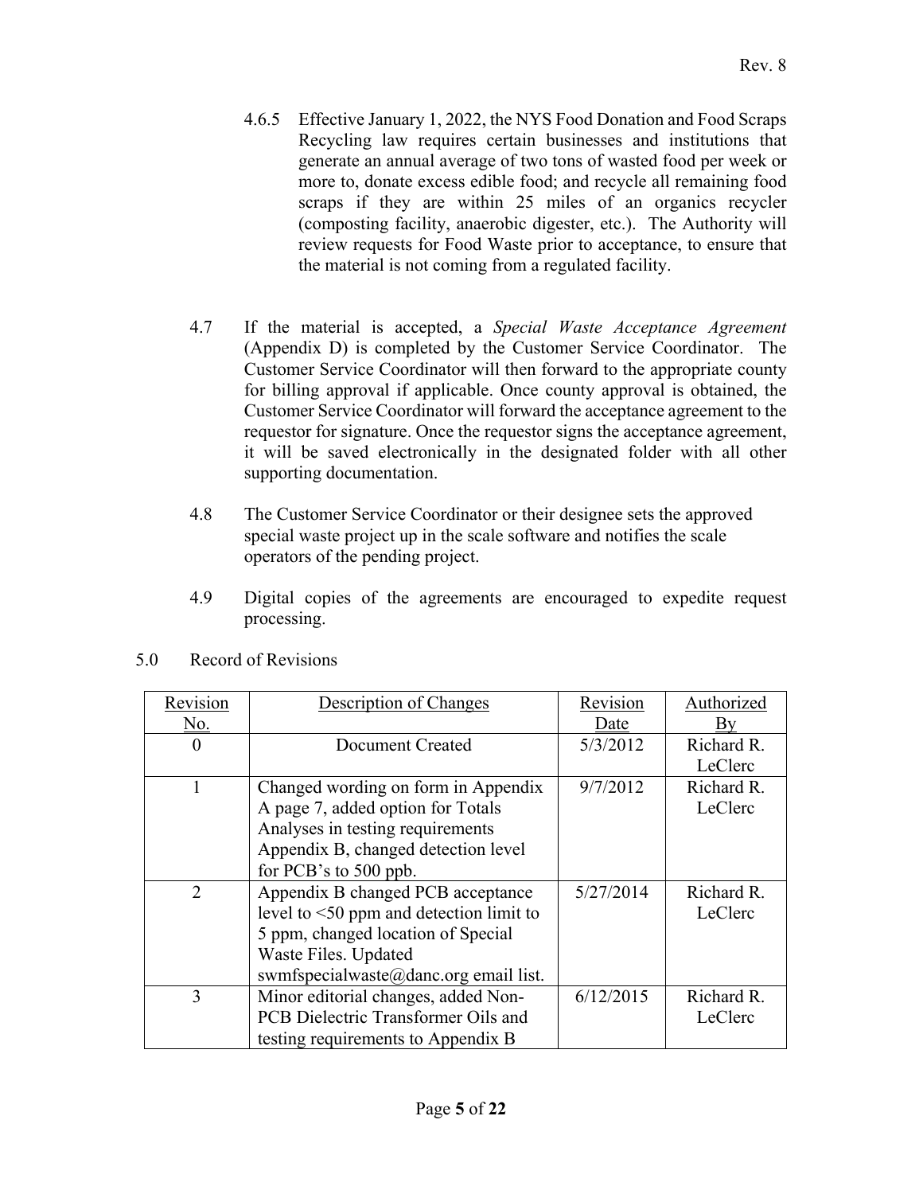4.6.5 Effective January 1, 2022, the NYS Food Donation and Food Scraps Recycling law requires certain businesses and institutions that generate an annual average of two tons of wasted food per week or more to, donate excess edible food; and recycle all remaining food scraps if they are within 25 miles of an organics recycler (composting facility, anaerobic digester, etc.). The Authority will review requests for Food Waste prior to acceptance, to ensure that the material is not coming from a regulated facility.

4.7 If the material is accepted, a *Special Waste Acceptance Agreement* (Appendix D) is completed by the Customer Service Coordinator. The Customer Service Coordinator will then forward to the appropriate county for billing approval if applicable. Once county approval is obtained, the Customer Service Coordinator will forward the acceptance agreement to the requestor for signature. Once the requestor signs the acceptance agreement, it will be saved electronically in the designated folder with all other supporting documentation.

4.8 The Customer Service Coordinator or their designee sets the approved special waste project up in the scale software and notifies the scale operators of the pending project.

4.9 Digital copies of the agreements are encouraged to expedite request processing.

5.0 Record of Revisions

| Revision No. | Description of Changes | Revision Date | Authorized By |
| --- | --- | --- | --- |
| 0 | Document Created | 5/3/2012 | Richard R. LeClerc |
| 1 | Changed wording on form in Appendix A page 7, added option for Totals Analyses in testing requirements Appendix B, changed detection level for PCB's to 500 ppb. | 9/7/2012 | Richard R. LeClerc |
| 2 | Appendix B changed PCB acceptance level to <50 ppm and detection limit to 5 ppm, changed location of Special Waste Files. Updated swmfspecialwaste@danc.org email list. | 5/27/2014 | Richard R. LeClerc |
| 3 | Minor editorial changes, added Non-PCB Dielectric Transformer Oils and testing requirements to Appendix B | 6/12/2015 | Richard R. LeClerc |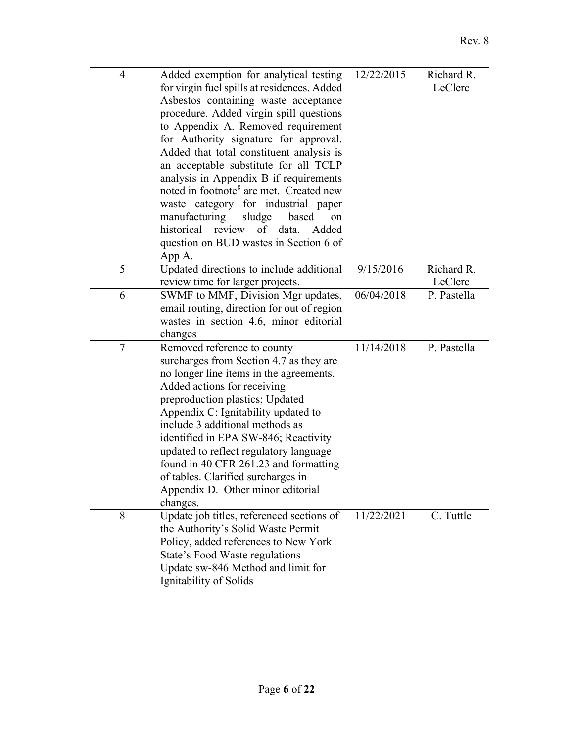| 4 | Added exemption for analytical testing for virgin fuel spills at residences. Added Asbestos containing waste acceptance procedure. Added virgin spill questions to Appendix A. Removed requirement for Authority signature for approval. Added that total constituent analysis is an acceptable substitute for all TCLP analysis in Appendix B if requirements noted in footnote[8] are met. Created new waste category for industrial paper manufacturing sludge based on historical review of data. Added question on BUD wastes in Section 6 of App A. | 12/22/2015 | Richard R. LeClerc |
|---|---|---|---|
| 5 | Updated directions to include additional review time for larger projects. | 9/15/2016 | Richard R. LeClerc |
| 6 | SWMF to MMF, Division Mgr updates, email routing, direction for out of region wastes in section 4.6, minor editorial changes | 06/04/2018 | P. Pastella |
| 7 | Removed reference to county surcharges from Section 4.7 as they are no longer line items in the agreements. Added actions for receiving preproduction plastics; Updated Appendix C: Ignitability updated to include 3 additional methods as identified in EPA SW-846; Reactivity updated to reflect regulatory language found in 40 CFR 261.23 and formatting of tables. Clarified surcharges in Appendix D. Other minor editorial changes. | 11/14/2018 | P. Pastella |
| 8 | Update job titles, referenced sections of the Authority's Solid Waste Permit Policy, added references to New York State's Food Waste regulations Update sw-846 Method and limit for Ignitability of Solids | 11/22/2021 | C. Tuttle |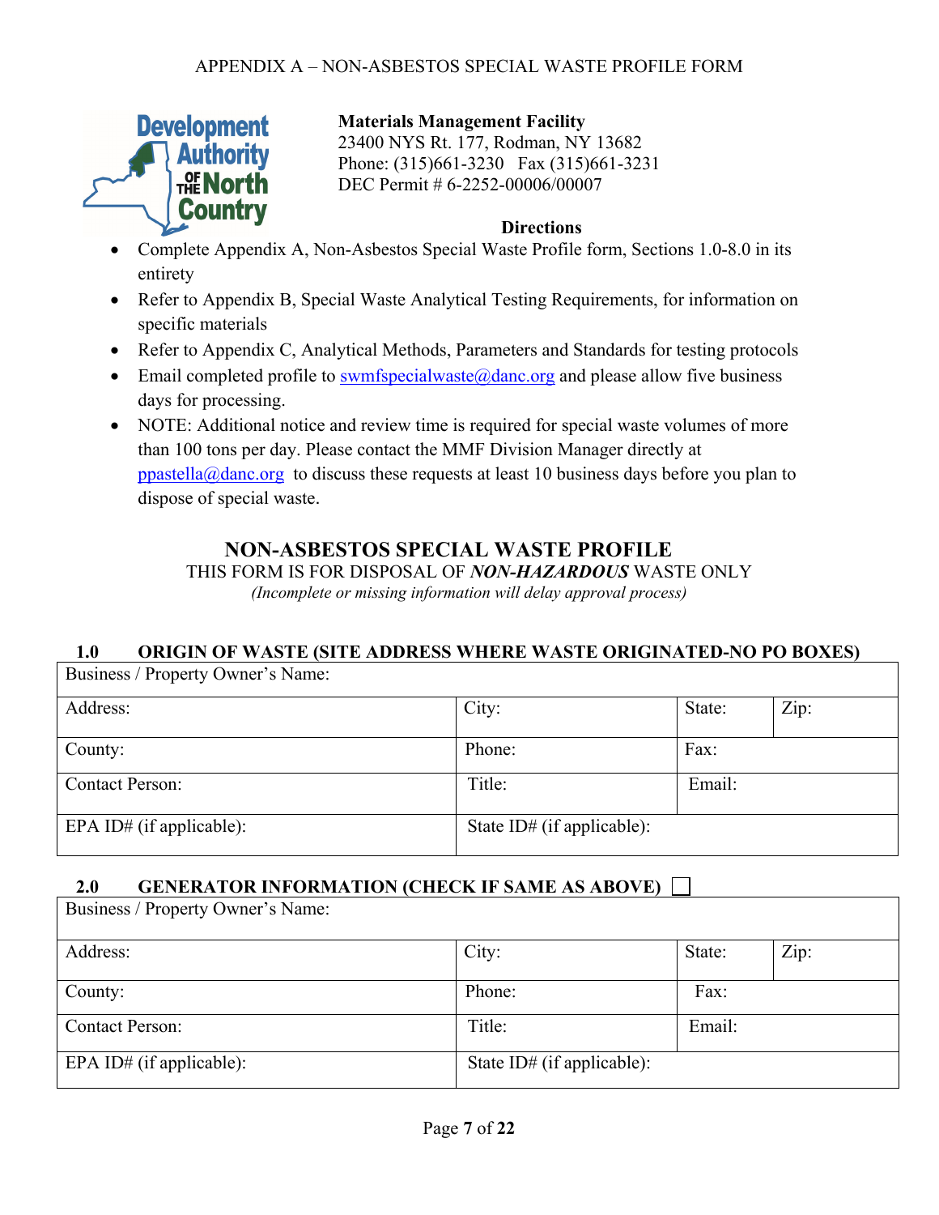APPENDIX A – NON-ASBESTOS SPECIAL WASTE PROFILE FORM

Development Authority of the North Country

**Materials Management Facility**
23400 NYS Rt. 177, Rodman, NY 13682
Phone: (315)661-3230   Fax (315)661-3231
DEC Permit # 6-2252-00006/00007

**Directions**

- Complete Appendix A, Non-Asbestos Special Waste Profile form, Sections 1.0-8.0 in its entirety
- Refer to Appendix B, Special Waste Analytical Testing Requirements, for information on specific materials
- Refer to Appendix C, Analytical Methods, Parameters and Standards for testing protocols
- Email completed profile to swmfspecialwaste@danc.org and please allow five business days for processing.
- NOTE: Additional notice and review time is required for special waste volumes of more than 100 tons per day. Please contact the MMF Division Manager directly at ppastella@danc.org to discuss these requests at least 10 business days before you plan to dispose of special waste.

## NON-ASBESTOS SPECIAL WASTE PROFILE

THIS FORM IS FOR DISPOSAL OF ***NON-HAZARDOUS*** WASTE ONLY

*(Incomplete or missing information will delay approval process)*

### 1.0 ORIGIN OF WASTE (SITE ADDRESS WHERE WASTE ORIGINATED-NO PO BOXES)

| Business / Property Owner's Name: | | | |
|---|---|---|---|
| Address: | City: | State: | Zip: |
| County: | Phone: | Fax: | |
| Contact Person: | Title: | Email: | |
| EPA ID# (if applicable): | State ID# (if applicable): | | |

### 2.0 GENERATOR INFORMATION (CHECK IF SAME AS ABOVE) ☐

| Business / Property Owner's Name: | | | |
|---|---|---|---|
| Address: | City: | State: | Zip: |
| County: | Phone: | Fax: | |
| Contact Person: | Title: | Email: | |
| EPA ID# (if applicable): | State ID# (if applicable): | | |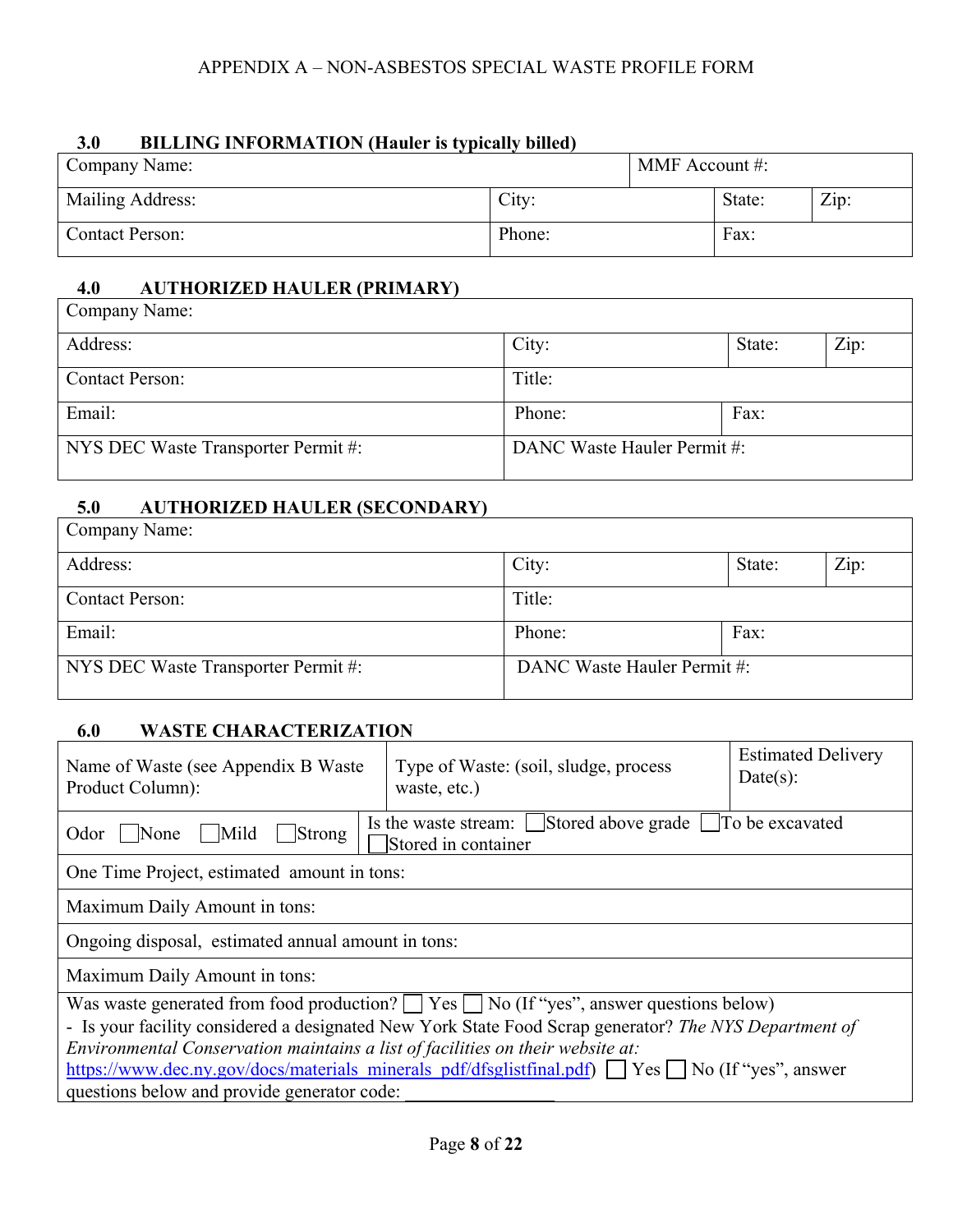APPENDIX A – NON-ASBESTOS SPECIAL WASTE PROFILE FORM

### 3.0 BILLING INFORMATION (Hauler is typically billed)

| Company Name: | | MMF Account #: | |
|---|---|---|---|
| Mailing Address: | City: | State: | Zip: |
| Contact Person: | Phone: | Fax: | |

### 4.0 AUTHORIZED HAULER (PRIMARY)

| Company Name: | | | |
|---|---|---|---|
| Address: | City: | State: | Zip: |
| Contact Person: | Title: | | |
| Email: | Phone: | Fax: | |
| NYS DEC Waste Transporter Permit #: | DANC Waste Hauler Permit #: | | |

### 5.0 AUTHORIZED HAULER (SECONDARY)

| Company Name: | | | |
|---|---|---|---|
| Address: | City: | State: | Zip: |
| Contact Person: | Title: | | |
| Email: | Phone: | Fax: | |
| NYS DEC Waste Transporter Permit #: | DANC Waste Hauler Permit #: | | |

### 6.0 WASTE CHARACTERIZATION

| Name of Waste (see Appendix B Waste Product Column): | Type of Waste: (soil, sludge, process waste, etc.) | Estimated Delivery Date(s): |
|---|---|---|
| Odor ☐ None ☐ Mild ☐ Strong | Is the waste stream: ☐ Stored above grade ☐ To be excavated ☐ Stored in container | |
| One Time Project, estimated amount in tons: | | |
| Maximum Daily Amount in tons: | | |
| Ongoing disposal, estimated annual amount in tons: | | |
| Maximum Daily Amount in tons: | | |
| Was waste generated from food production? ☐ Yes ☐ No (If "yes", answer questions below)<br>- Is your facility considered a designated New York State Food Scrap generator? *The NYS Department of Environmental Conservation maintains a list of facilities on their website at:* https://www.dec.ny.gov/docs/materials_minerals_pdf/dfsglistfinal.pdf) ☐ Yes ☐ No (If "yes", answer questions below and provide generator code: ________________ | | |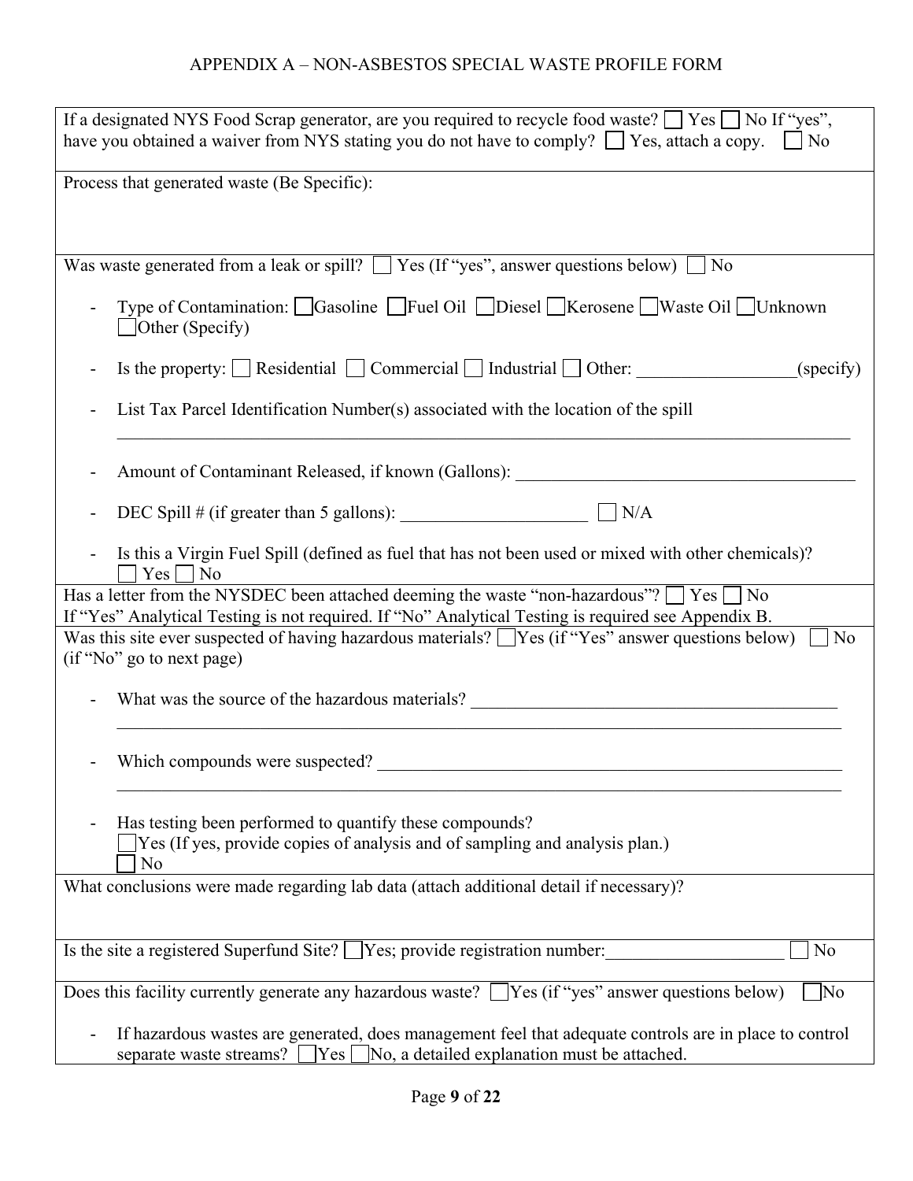APPENDIX A – NON-ASBESTOS SPECIAL WASTE PROFILE FORM

If a designated NYS Food Scrap generator, are you required to recycle food waste? ☐ Yes ☐ No If "yes", have you obtained a waiver from NYS stating you do not have to comply? ☐ Yes, attach a copy. ☐ No

Process that generated waste (Be Specific):

Was waste generated from a leak or spill? ☐ Yes (If "yes", answer questions below) ☐ No

- Type of Contamination: ☐Gasoline ☐Fuel Oil ☐Diesel ☐Kerosene ☐Waste Oil ☐Unknown ☐Other (Specify)
- Is the property: ☐ Residential ☐ Commercial ☐ Industrial ☐ Other: ________________(specify)
- List Tax Parcel Identification Number(s) associated with the location of the spill

  ______________________________________________________________________________
- Amount of Contaminant Released, if known (Gallons): ____________________________________
- DEC Spill # (if greater than 5 gallons): ____________________ ☐ N/A
- Is this a Virgin Fuel Spill (defined as fuel that has not been used or mixed with other chemicals)? ☐ Yes ☐ No

Has a letter from the NYSDEC been attached deeming the waste "non-hazardous"? ☐ Yes ☐ No
If "Yes" Analytical Testing is not required. If "No" Analytical Testing is required see Appendix B.

Was this site ever suspected of having hazardous materials? ☐Yes (if "Yes" answer questions below) ☐ No (if "No" go to next page)

- What was the source of the hazardous materials? ________________________________________

  ______________________________________________________________________________
- Which compounds were suspected? ___________________________________________________

  ______________________________________________________________________________
- Has testing been performed to quantify these compounds?
  ☐Yes (If yes, provide copies of analysis and of sampling and analysis plan.)
  ☐ No

What conclusions were made regarding lab data (attach additional detail if necessary)?

Is the site a registered Superfund Site? ☐Yes; provide registration number:__________________ ☐ No

Does this facility currently generate any hazardous waste? ☐Yes (if "yes" answer questions below) ☐No

- If hazardous wastes are generated, does management feel that adequate controls are in place to control separate waste streams? ☐Yes ☐No, a detailed explanation must be attached.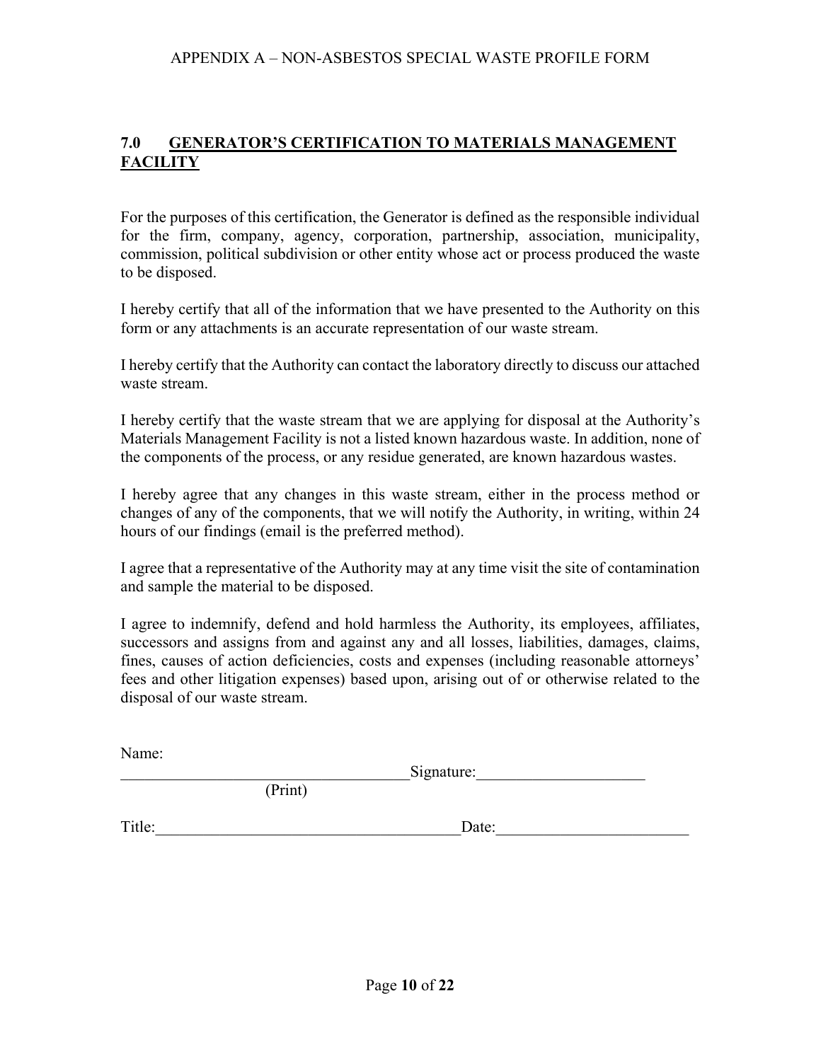## 7.0 GENERATOR'S CERTIFICATION TO MATERIALS MANAGEMENT FACILITY

For the purposes of this certification, the Generator is defined as the responsible individual for the firm, company, agency, corporation, partnership, association, municipality, commission, political subdivision or other entity whose act or process produced the waste to be disposed.

I hereby certify that all of the information that we have presented to the Authority on this form or any attachments is an accurate representation of our waste stream.

I hereby certify that the Authority can contact the laboratory directly to discuss our attached waste stream.

I hereby certify that the waste stream that we are applying for disposal at the Authority's Materials Management Facility is not a listed known hazardous waste. In addition, none of the components of the process, or any residue generated, are known hazardous wastes.

I hereby agree that any changes in this waste stream, either in the process method or changes of any of the components, that we will notify the Authority, in writing, within 24 hours of our findings (email is the preferred method).

I agree that a representative of the Authority may at any time visit the site of contamination and sample the material to be disposed.

I agree to indemnify, defend and hold harmless the Authority, its employees, affiliates, successors and assigns from and against any and all losses, liabilities, damages, claims, fines, causes of action deficiencies, costs and expenses (including reasonable attorneys' fees and other litigation expenses) based upon, arising out of or otherwise related to the disposal of our waste stream.

Name:
_________________________________ Signature:____________________
(Print)

Title:___________________________________ Date:______________________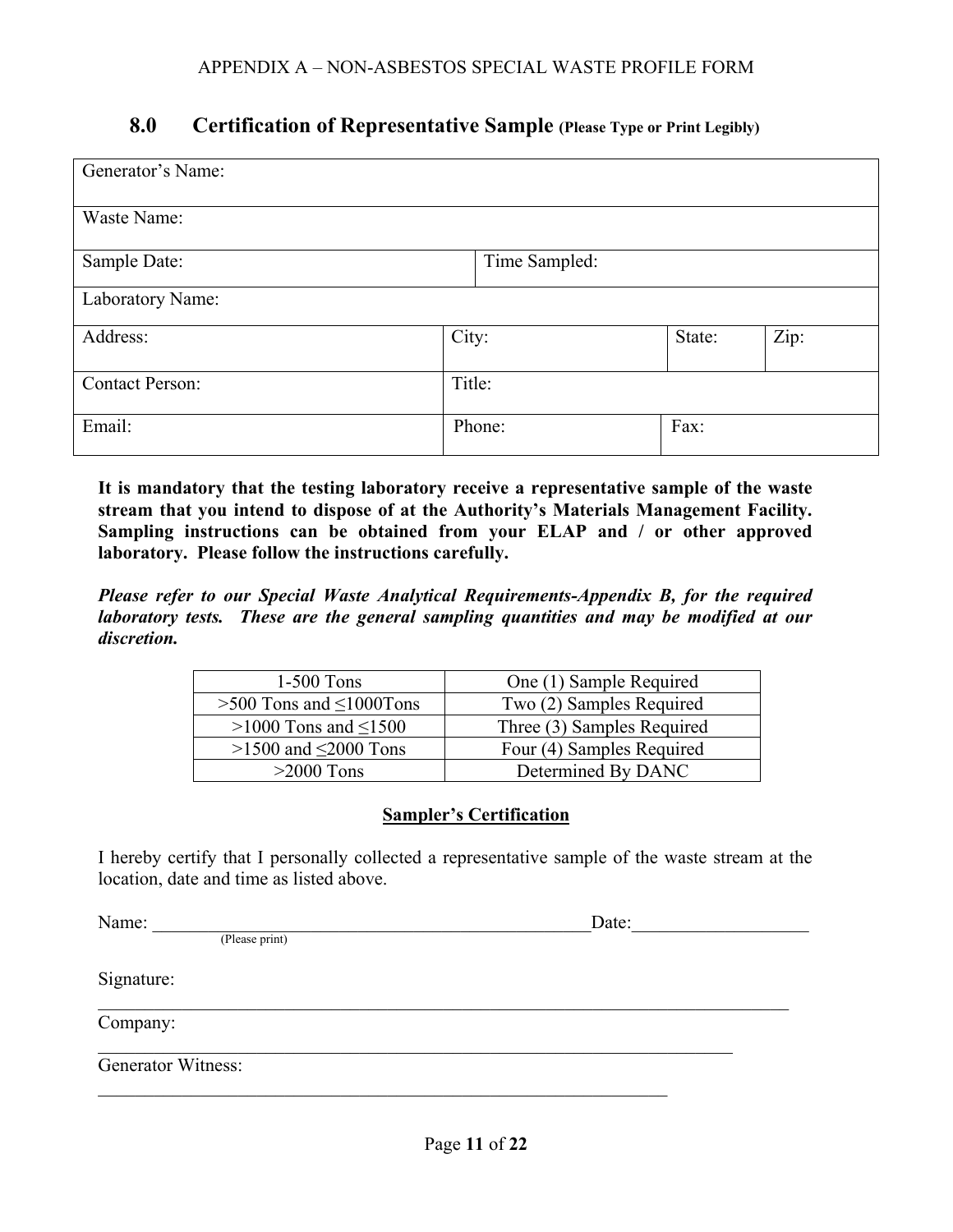APPENDIX A – NON-ASBESTOS SPECIAL WASTE PROFILE FORM

## 8.0 Certification of Representative Sample (Please Type or Print Legibly)

| Generator's Name: | | | |
|---|---|---|---|
| Waste Name: | | | |
| Sample Date: | Time Sampled: | | |
| Laboratory Name: | | | |
| Address: | City: | State: | Zip: |
| Contact Person: | Title: | | |
| Email: | Phone: | Fax: | |

**It is mandatory that the testing laboratory receive a representative sample of the waste stream that you intend to dispose of at the Authority's Materials Management Facility. Sampling instructions can be obtained from your ELAP and / or other approved laboratory. Please follow the instructions carefully.**

***Please refer to our Special Waste Analytical Requirements-Appendix B, for the required laboratory tests. These are the general sampling quantities and may be modified at our discretion.***

| 1-500 Tons | One (1) Sample Required |
|---|---|
| >500 Tons and ≤1000Tons | Two (2) Samples Required |
| >1000 Tons and ≤1500 | Three (3) Samples Required |
| >1500 and ≤2000 Tons | Four (4) Samples Required |
| >2000 Tons | Determined By DANC |

**Sampler's Certification**

I hereby certify that I personally collected a representative sample of the waste stream at the location, date and time as listed above.

Name: ______________________________________________ Date: ___________________
(Please print)

Signature: ____________________________________________________________________

Company: ____________________________________________________________________

Generator Witness: _____________________________________________________________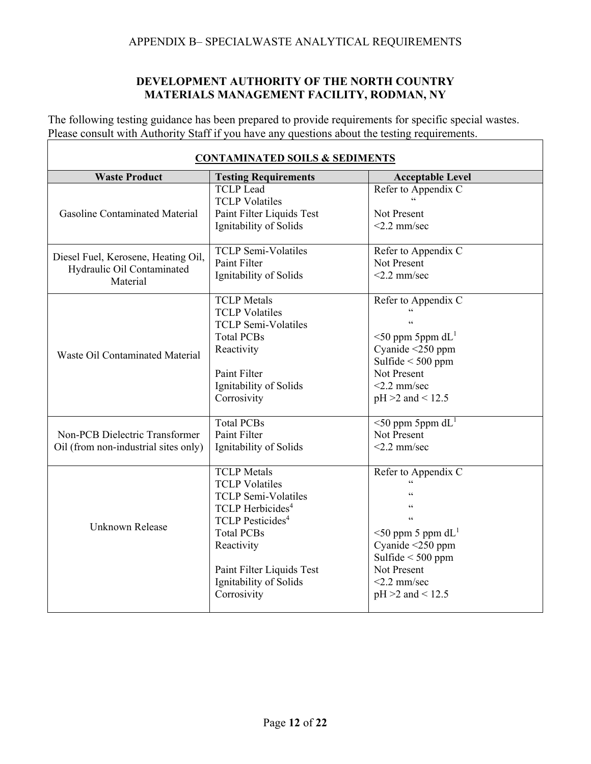APPENDIX B– SPECIALWASTE ANALYTICAL REQUIREMENTS

**DEVELOPMENT AUTHORITY OF THE NORTH COUNTRY**
**MATERIALS MANAGEMENT FACILITY, RODMAN, NY**

The following testing guidance has been prepared to provide requirements for specific special wastes. Please consult with Authority Staff if you have any questions about the testing requirements.

**CONTAMINATED SOILS & SEDIMENTS**

| Waste Product | Testing Requirements | Acceptable Level |
|---|---|---|
| Gasoline Contaminated Material | TCLP Lead<br>TCLP Volatiles<br>Paint Filter Liquids Test<br>Ignitability of Solids | Refer to Appendix C<br>"<br>Not Present<br><2.2 mm/sec |
| Diesel Fuel, Kerosene, Heating Oil, Hydraulic Oil Contaminated Material | TCLP Semi-Volatiles<br>Paint Filter<br>Ignitability of Solids | Refer to Appendix C<br>Not Present<br><2.2 mm/sec |
| Waste Oil Contaminated Material | TCLP Metals<br>TCLP Volatiles<br>TCLP Semi-Volatiles<br>Total PCBs<br>Reactivity<br><br>Paint Filter<br>Ignitability of Solids<br>Corrosivity | Refer to Appendix C<br>"<br>"<br><50 ppm 5ppm dL[1]<br>Cyanide <250 ppm<br>Sulfide < 500 ppm<br>Not Present<br><2.2 mm/sec<br>pH >2 and < 12.5 |
| Non-PCB Dielectric Transformer Oil (from non-industrial sites only) | Total PCBs<br>Paint Filter<br>Ignitability of Solids | <50 ppm 5ppm dL[1]<br>Not Present<br><2.2 mm/sec |
| Unknown Release | TCLP Metals<br>TCLP Volatiles<br>TCLP Semi-Volatiles<br>TCLP Herbicides[4]<br>TCLP Pesticides[4]<br>Total PCBs<br>Reactivity<br><br>Paint Filter Liquids Test<br>Ignitability of Solids<br>Corrosivity | Refer to Appendix C<br>"<br>"<br>"<br>"<br><50 ppm 5 ppm dL[1]<br>Cyanide <250 ppm<br>Sulfide < 500 ppm<br>Not Present<br><2.2 mm/sec<br>pH >2 and < 12.5 |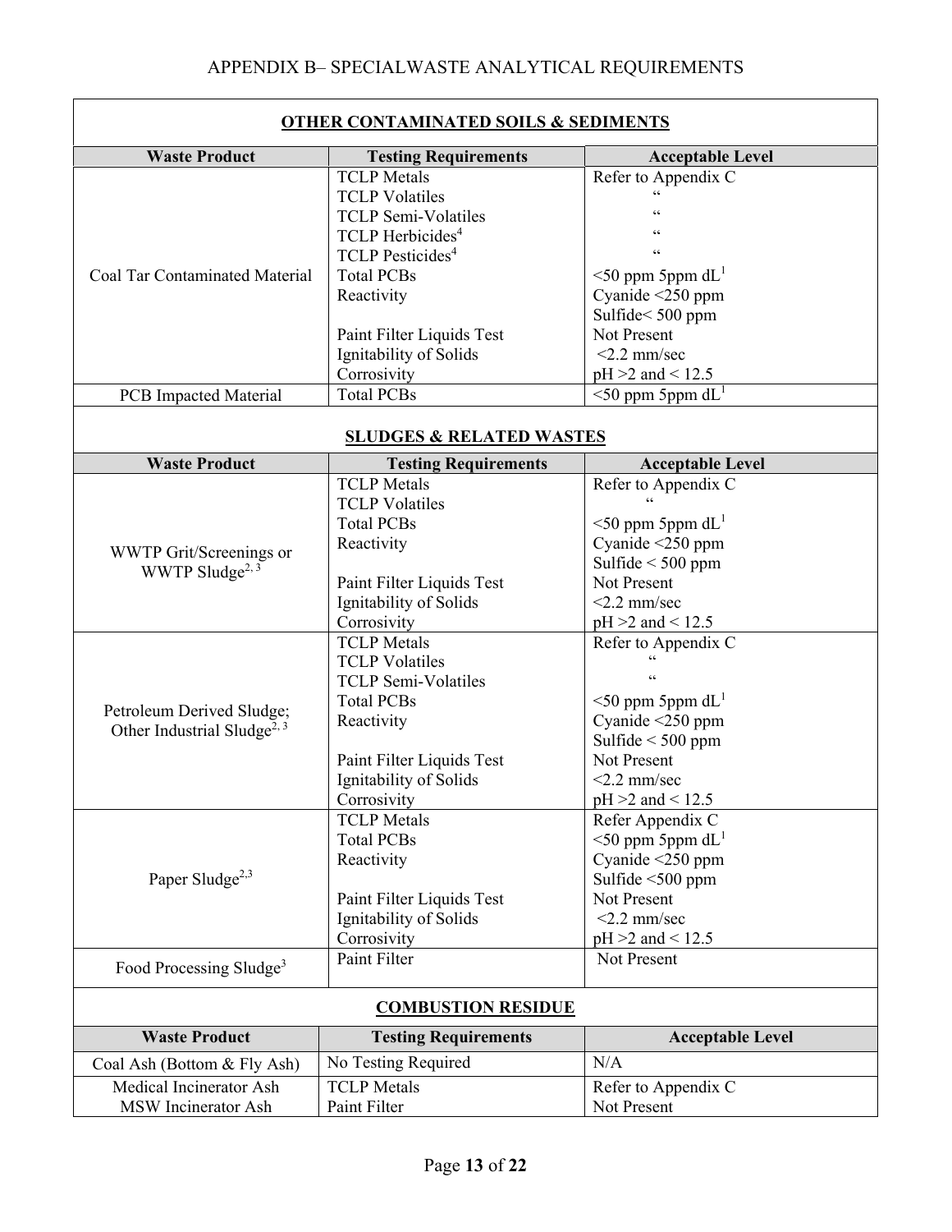## APPENDIX B– SPECIALWASTE ANALYTICAL REQUIREMENTS

### OTHER CONTAMINATED SOILS & SEDIMENTS

| Waste Product | Testing Requirements | Acceptable Level |
|---|---|---|
| Coal Tar Contaminated Material | TCLP Metals<br>TCLP Volatiles<br>TCLP Semi-Volatiles<br>TCLP Herbicides[4]<br>TCLP Pesticides[4]<br>Total PCBs<br>Reactivity<br><br>Paint Filter Liquids Test<br>Ignitability of Solids<br>Corrosivity | Refer to Appendix C<br>“<br>“<br>“<br>“<br><50 ppm 5ppm dL[1]<br>Cyanide <250 ppm<br>Sulfide< 500 ppm<br>Not Present<br><2.2 mm/sec<br>pH >2 and < 12.5 |
| PCB Impacted Material | Total PCBs | <50 ppm 5ppm dL[1] |

### SLUDGES & RELATED WASTES

| Waste Product | Testing Requirements | Acceptable Level |
|---|---|---|
| WWTP Grit/Screenings or WWTP Sludge[2, 3] | TCLP Metals<br>TCLP Volatiles<br>Total PCBs<br>Reactivity<br><br>Paint Filter Liquids Test<br>Ignitability of Solids<br>Corrosivity | Refer to Appendix C<br>“<br><50 ppm 5ppm dL[1]<br>Cyanide <250 ppm<br>Sulfide < 500 ppm<br>Not Present<br><2.2 mm/sec<br>pH >2 and < 12.5 |
| Petroleum Derived Sludge; Other Industrial Sludge[2, 3] | TCLP Metals<br>TCLP Volatiles<br>TCLP Semi-Volatiles<br>Total PCBs<br>Reactivity<br><br>Paint Filter Liquids Test<br>Ignitability of Solids<br>Corrosivity | Refer to Appendix C<br>“<br>“<br><50 ppm 5ppm dL[1]<br>Cyanide <250 ppm<br>Sulfide < 500 ppm<br>Not Present<br><2.2 mm/sec<br>pH >2 and < 12.5 |
| Paper Sludge[2,3] | TCLP Metals<br>Total PCBs<br>Reactivity<br><br>Paint Filter Liquids Test<br>Ignitability of Solids<br>Corrosivity | Refer Appendix C<br><50 ppm 5ppm dL[1]<br>Cyanide <250 ppm<br>Sulfide <500 ppm<br>Not Present<br><2.2 mm/sec<br>pH >2 and < 12.5 |
| Food Processing Sludge[3] | Paint Filter | Not Present |

### COMBUSTION RESIDUE

| Waste Product | Testing Requirements | Acceptable Level |
|---|---|---|
| Coal Ash (Bottom & Fly Ash) | No Testing Required | N/A |
| Medical Incinerator Ash<br>MSW Incinerator Ash | TCLP Metals<br>Paint Filter | Refer to Appendix C<br>Not Present |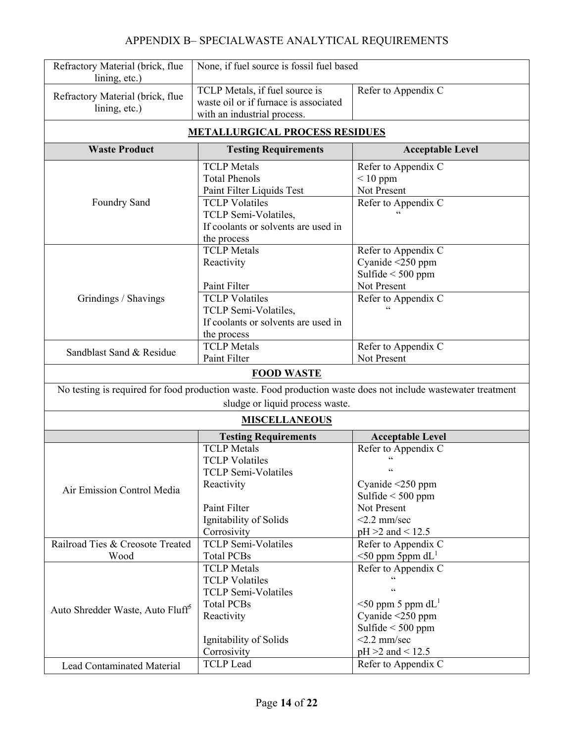## APPENDIX B– SPECIALWASTE ANALYTICAL REQUIREMENTS

| Waste Product | Testing Requirements | Acceptable Level |
|---|---|---|
| Refractory Material (brick, flue lining, etc.) | None, if fuel source is fossil fuel based | |
| Refractory Material (brick, flue lining, etc.) | TCLP Metals, if fuel source is waste oil or if furnace is associated with an industrial process. | Refer to Appendix C |
| **METALLURGICAL PROCESS RESIDUES** | | |
| **Waste Product** | **Testing Requirements** | **Acceptable Level** |
| Foundry Sand | TCLP Metals<br>Total Phenols<br>Paint Filter Liquids Test | Refer to Appendix C<br>< 10 ppm<br>Not Present |
| | TCLP Volatiles<br>TCLP Semi-Volatiles,<br>If coolants or solvents are used in the process | Refer to Appendix C<br>" |
| Grindings / Shavings | TCLP Metals<br>Reactivity<br><br>Paint Filter | Refer to Appendix C<br>Cyanide <250 ppm<br>Sulfide < 500 ppm<br>Not Present |
| | TCLP Volatiles<br>TCLP Semi-Volatiles,<br>If coolants or solvents are used in the process | Refer to Appendix C<br>" |
| Sandblast Sand & Residue | TCLP Metals<br>Paint Filter | Refer to Appendix C<br>Not Present |
| **FOOD WASTE** | | |
| No testing is required for food production waste. Food production waste does not include wastewater treatment sludge or liquid process waste. | | |
| **MISCELLANEOUS** | | |
| | **Testing Requirements** | **Acceptable Level** |
| Air Emission Control Media | TCLP Metals<br>TCLP Volatiles<br>TCLP Semi-Volatiles<br>Reactivity<br><br>Paint Filter<br>Ignitability of Solids<br>Corrosivity | Refer to Appendix C<br>"<br>"<br>Cyanide <250 ppm<br>Sulfide < 500 ppm<br>Not Present<br><2.2 mm/sec<br>pH >2 and < 12.5 |
| Railroad Ties & Creosote Treated Wood | TCLP Semi-Volatiles<br>Total PCBs | Refer to Appendix C<br><50 ppm 5ppm dL[1] |
| Auto Shredder Waste, Auto Fluff[5] | TCLP Metals<br>TCLP Volatiles<br>TCLP Semi-Volatiles<br>Total PCBs<br>Reactivity<br><br>Ignitability of Solids<br>Corrosivity | Refer to Appendix C<br>"<br>"<br><50 ppm 5 ppm dL[1]<br>Cyanide <250 ppm<br>Sulfide < 500 ppm<br><2.2 mm/sec<br>pH >2 and < 12.5 |
| Lead Contaminated Material | TCLP Lead | Refer to Appendix C |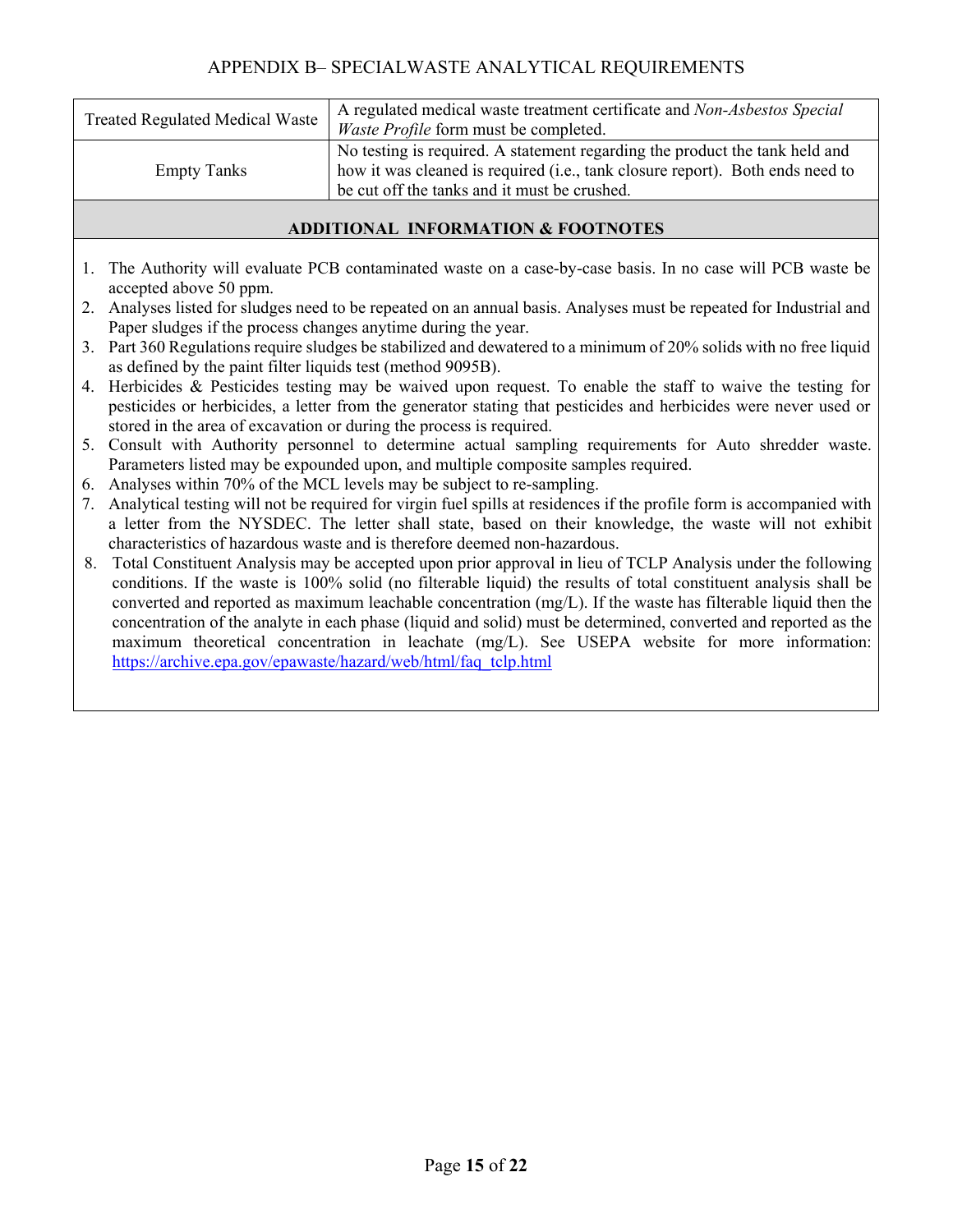## APPENDIX B– SPECIALWASTE ANALYTICAL REQUIREMENTS

| | |
|---|---|
| Treated Regulated Medical Waste | A regulated medical waste treatment certificate and *Non-Asbestos Special Waste Profile* form must be completed. |
| Empty Tanks | No testing is required. A statement regarding the product the tank held and how it was cleaned is required (i.e., tank closure report). Both ends need to be cut off the tanks and it must be crushed. |

### ADDITIONAL INFORMATION & FOOTNOTES

1. The Authority will evaluate PCB contaminated waste on a case-by-case basis. In no case will PCB waste be accepted above 50 ppm.
2. Analyses listed for sludges need to be repeated on an annual basis. Analyses must be repeated for Industrial and Paper sludges if the process changes anytime during the year.
3. Part 360 Regulations require sludges be stabilized and dewatered to a minimum of 20% solids with no free liquid as defined by the paint filter liquids test (method 9095B).
4. Herbicides & Pesticides testing may be waived upon request. To enable the staff to waive the testing for pesticides or herbicides, a letter from the generator stating that pesticides and herbicides were never used or stored in the area of excavation or during the process is required.
5. Consult with Authority personnel to determine actual sampling requirements for Auto shredder waste. Parameters listed may be expounded upon, and multiple composite samples required.
6. Analyses within 70% of the MCL levels may be subject to re-sampling.
7. Analytical testing will not be required for virgin fuel spills at residences if the profile form is accompanied with a letter from the NYSDEC. The letter shall state, based on their knowledge, the waste will not exhibit characteristics of hazardous waste and is therefore deemed non-hazardous.
8. Total Constituent Analysis may be accepted upon prior approval in lieu of TCLP Analysis under the following conditions. If the waste is 100% solid (no filterable liquid) the results of total constituent analysis shall be converted and reported as maximum leachable concentration (mg/L). If the waste has filterable liquid then the concentration of the analyte in each phase (liquid and solid) must be determined, converted and reported as the maximum theoretical concentration in leachate (mg/L). See USEPA website for more information: https://archive.epa.gov/epawaste/hazard/web/html/faq_tclp.html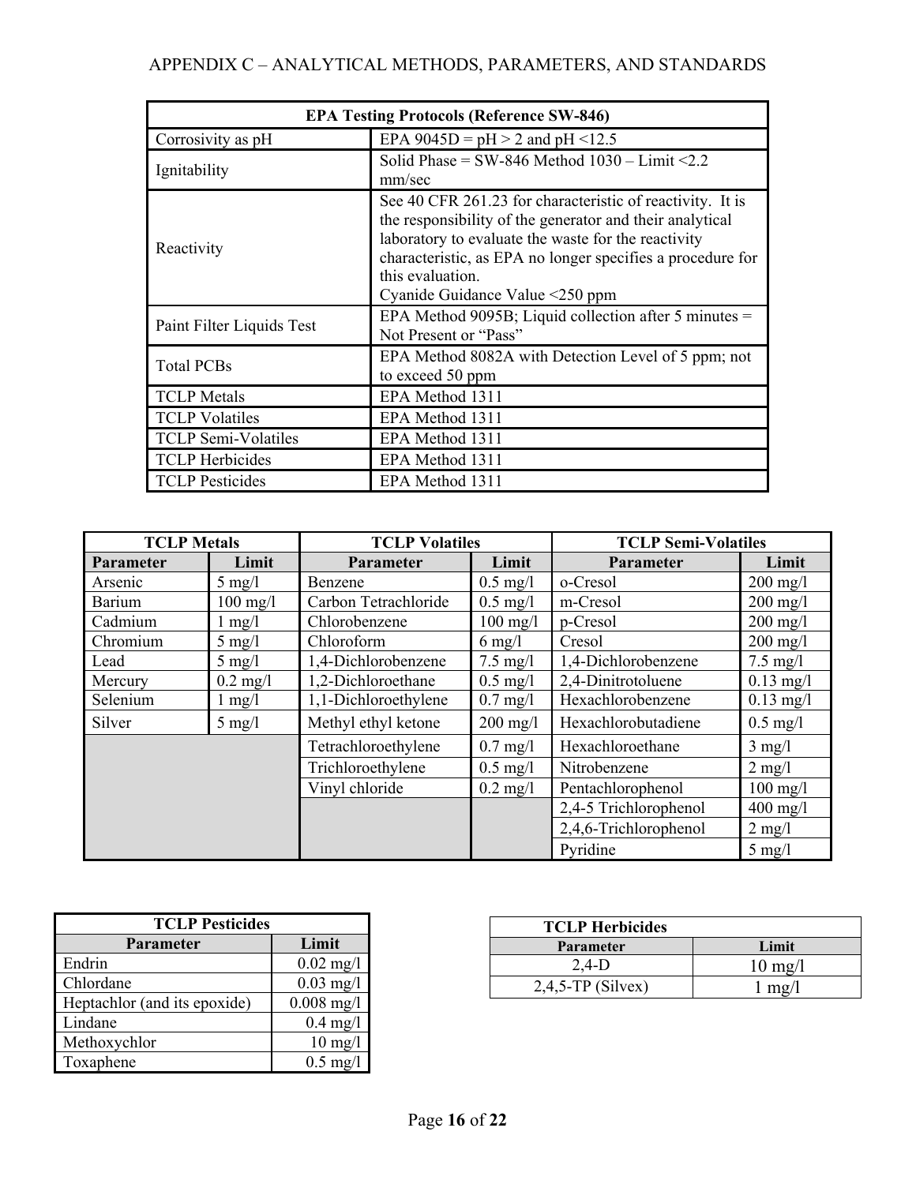## APPENDIX C – ANALYTICAL METHODS, PARAMETERS, AND STANDARDS

| EPA Testing Protocols (Reference SW-846) | |
|---|---|
| Corrosivity as pH | EPA 9045D = pH > 2 and pH <12.5 |
| Ignitability | Solid Phase = SW-846 Method 1030 – Limit <2.2 mm/sec |
| Reactivity | See 40 CFR 261.23 for characteristic of reactivity. It is the responsibility of the generator and their analytical laboratory to evaluate the waste for the reactivity characteristic, as EPA no longer specifies a procedure for this evaluation.<br>Cyanide Guidance Value <250 ppm |
| Paint Filter Liquids Test | EPA Method 9095B; Liquid collection after 5 minutes = Not Present or "Pass" |
| Total PCBs | EPA Method 8082A with Detection Level of 5 ppm; not to exceed 50 ppm |
| TCLP Metals | EPA Method 1311 |
| TCLP Volatiles | EPA Method 1311 |
| TCLP Semi-Volatiles | EPA Method 1311 |
| TCLP Herbicides | EPA Method 1311 |
| TCLP Pesticides | EPA Method 1311 |

| TCLP Metals | | TCLP Volatiles | | TCLP Semi-Volatiles | |
|---|---|---|---|---|---|
| **Parameter** | **Limit** | **Parameter** | **Limit** | **Parameter** | **Limit** |
| Arsenic | 5 mg/l | Benzene | 0.5 mg/l | o-Cresol | 200 mg/l |
| Barium | 100 mg/l | Carbon Tetrachloride | 0.5 mg/l | m-Cresol | 200 mg/l |
| Cadmium | 1 mg/l | Chlorobenzene | 100 mg/l | p-Cresol | 200 mg/l |
| Chromium | 5 mg/l | Chloroform | 6 mg/l | Cresol | 200 mg/l |
| Lead | 5 mg/l | 1,4-Dichlorobenzene | 7.5 mg/l | 1,4-Dichlorobenzene | 7.5 mg/l |
| Mercury | 0.2 mg/l | 1,2-Dichloroethane | 0.5 mg/l | 2,4-Dinitrotoluene | 0.13 mg/l |
| Selenium | 1 mg/l | 1,1-Dichloroethylene | 0.7 mg/l | Hexachlorobenzene | 0.13 mg/l |
| Silver | 5 mg/l | Methyl ethyl ketone | 200 mg/l | Hexachlorobutadiene | 0.5 mg/l |
| | | Tetrachloroethylene | 0.7 mg/l | Hexachloroethane | 3 mg/l |
| | | Trichloroethylene | 0.5 mg/l | Nitrobenzene | 2 mg/l |
| | | Vinyl chloride | 0.2 mg/l | Pentachlorophenol | 100 mg/l |
| | | | | 2,4-5 Trichlorophenol | 400 mg/l |
| | | | | 2,4,6-Trichlorophenol | 2 mg/l |
| | | | | Pyridine | 5 mg/l |

| TCLP Pesticides | |
|---|---|
| **Parameter** | **Limit** |
| Endrin | 0.02 mg/l |
| Chlordane | 0.03 mg/l |
| Heptachlor (and its epoxide) | 0.008 mg/l |
| Lindane | 0.4 mg/l |
| Methoxychlor | 10 mg/l |
| Toxaphene | 0.5 mg/l |

| TCLP Herbicides | |
|---|---|
| **Parameter** | **Limit** |
| 2,4-D | 10 mg/l |
| 2,4,5-TP (Silvex) | 1 mg/l |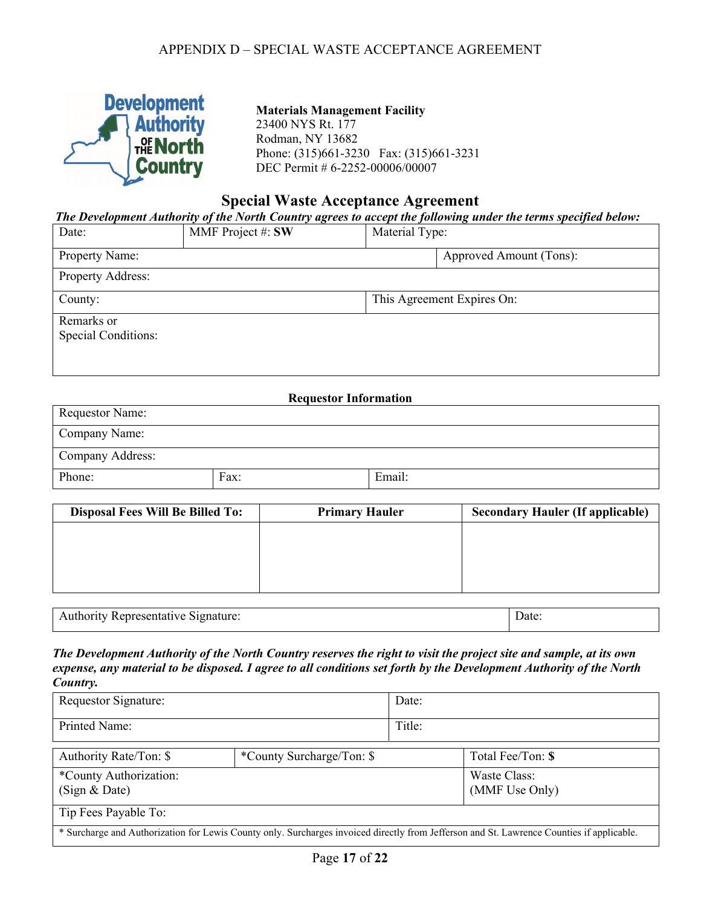APPENDIX D – SPECIAL WASTE ACCEPTANCE AGREEMENT

**Materials Management Facility**
23400 NYS Rt. 177
Rodman, NY 13682
Phone: (315)661-3230 Fax: (315)661-3231
DEC Permit # 6-2252-00006/00007

# Special Waste Acceptance Agreement

***The Development Authority of the North Country agrees to accept the following under the terms specified below:***

| Date: | MMF Project #: **SW** | Material Type: |
|---|---|---|
| Property Name: | | Approved Amount (Tons): |
| Property Address: | | |
| County: | | This Agreement Expires On: |
| Remarks or Special Conditions: | | |

**Requestor Information**

| Requestor Name: | | |
|---|---|---|
| Company Name: | | |
| Company Address: | | |
| Phone: | Fax: | Email: |

| Disposal Fees Will Be Billed To: | Primary Hauler | Secondary Hauler (If applicable) |
|---|---|---|
| | | |

| Authority Representative Signature: | Date: |
|---|---|

***The Development Authority of the North Country reserves the right to visit the project site and sample, at its own expense, any material to be disposed. I agree to all conditions set forth by the Development Authority of the North Country.***

| Requestor Signature: | Date: |
|---|---|
| Printed Name: | Title: |

| Authority Rate/Ton: $ | *County Surcharge/Ton: $ | Total Fee/Ton: **$** |
|---|---|---|
| *County Authorization: (Sign & Date) | | Waste Class: (MMF Use Only) |
| Tip Fees Payable To: | | |
| * Surcharge and Authorization for Lewis County only. Surcharges invoiced directly from Jefferson and St. Lawrence Counties if applicable. | | |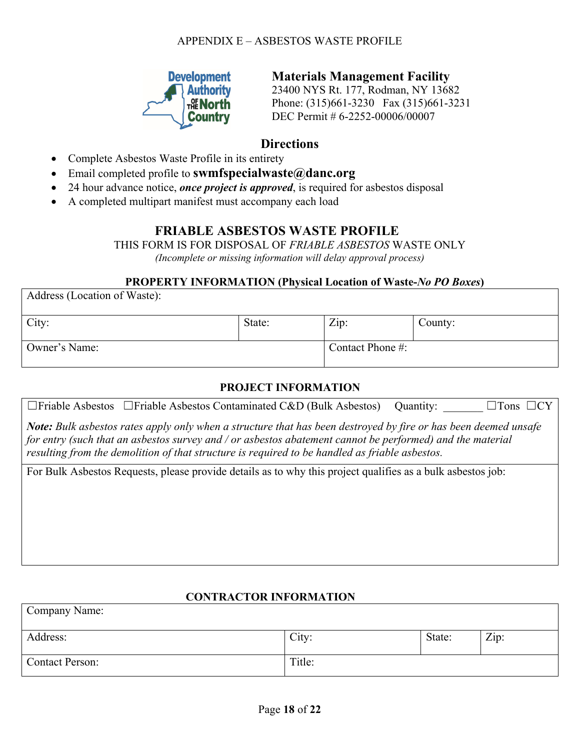APPENDIX E – ASBESTOS WASTE PROFILE

**Materials Management Facility**
23400 NYS Rt. 177, Rodman, NY 13682
Phone: (315)661-3230 Fax (315)661-3231
DEC Permit # 6-2252-00006/00007

## Directions

- Complete Asbestos Waste Profile in its entirety
- Email completed profile to **swmfspecialwaste@danc.org**
- 24 hour advance notice, ***once project is approved***, is required for asbestos disposal
- A completed multipart manifest must accompany each load

## FRIABLE ASBESTOS WASTE PROFILE

THIS FORM IS FOR DISPOSAL OF *FRIABLE ASBESTOS* WASTE ONLY

*(Incomplete or missing information will delay approval process)*

### PROPERTY INFORMATION (Physical Location of Waste-*No PO Boxes*)

| Address (Location of Waste): | | | |
|---|---|---|---|
| City: | State: | Zip: | County: |
| Owner's Name: | | Contact Phone #: | |

### PROJECT INFORMATION

☐Friable Asbestos ☐Friable Asbestos Contaminated C&D (Bulk Asbestos) Quantity: _______ ☐Tons ☐CY

***Note:*** *Bulk asbestos rates apply only when a structure that has been destroyed by fire or has been deemed unsafe for entry (such that an asbestos survey and / or asbestos abatement cannot be performed) and the material resulting from the demolition of that structure is required to be handled as friable asbestos.*

For Bulk Asbestos Requests, please provide details as to why this project qualifies as a bulk asbestos job:

### CONTRACTOR INFORMATION

| Company Name: | | | |
|---|---|---|---|
| Address: | City: | State: | Zip: |
| Contact Person: | Title: | | |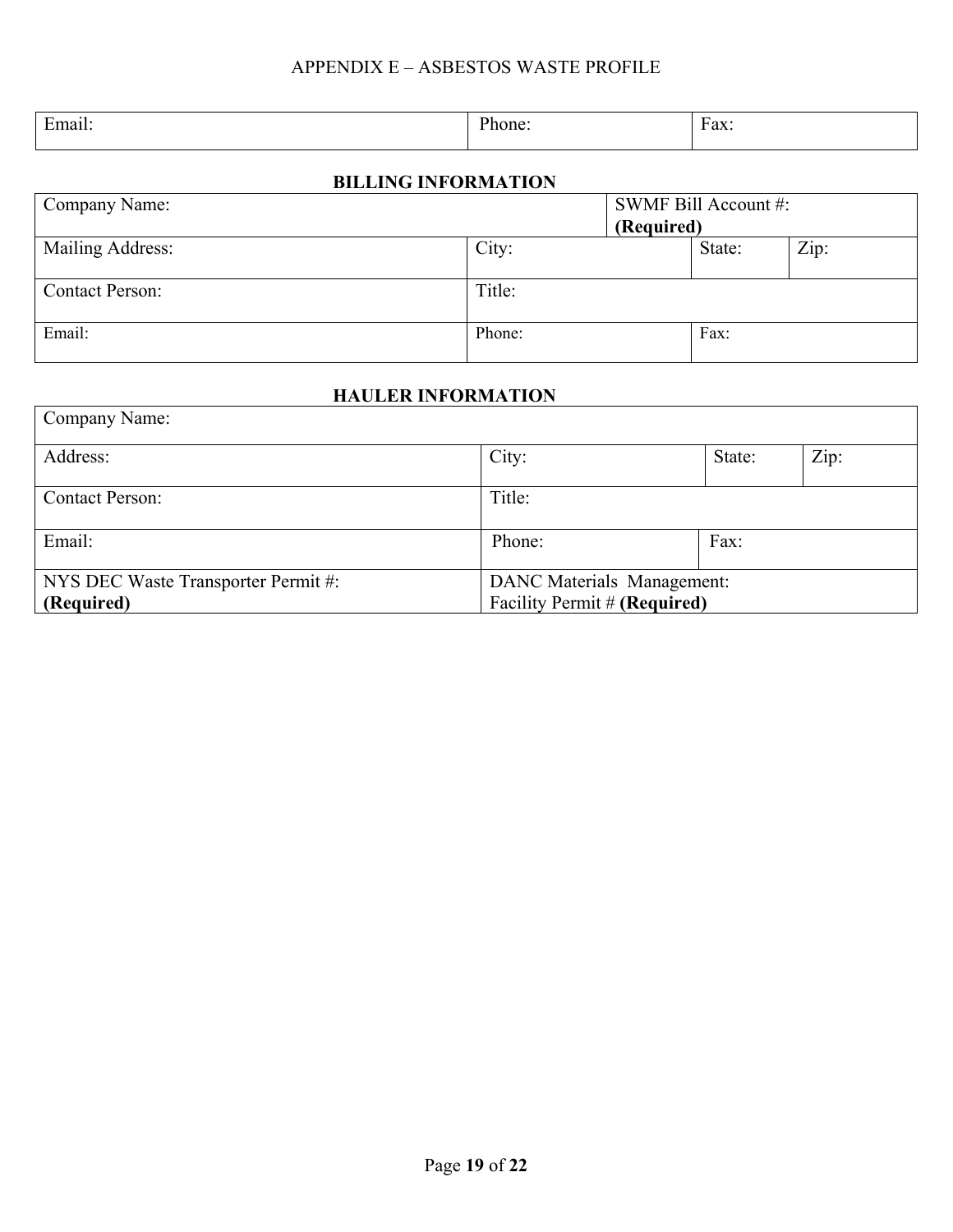APPENDIX E – ASBESTOS WASTE PROFILE

| Email: | Phone: | Fax: |
|---|---|---|

**BILLING INFORMATION**

| Company Name: | | SWMF Bill Account #: **(Required)** | |
|---|---|---|---|
| Mailing Address: | City: | State: | Zip: |
| Contact Person: | Title: | | |
| Email: | Phone: | Fax: | |

**HAULER INFORMATION**

| Company Name: | | | |
|---|---|---|---|
| Address: | City: | State: | Zip: |
| Contact Person: | Title: | | |
| Email: | Phone: | Fax: | |
| NYS DEC Waste Transporter Permit #: **(Required)** | DANC Materials Management: Facility Permit # **(Required)** | | |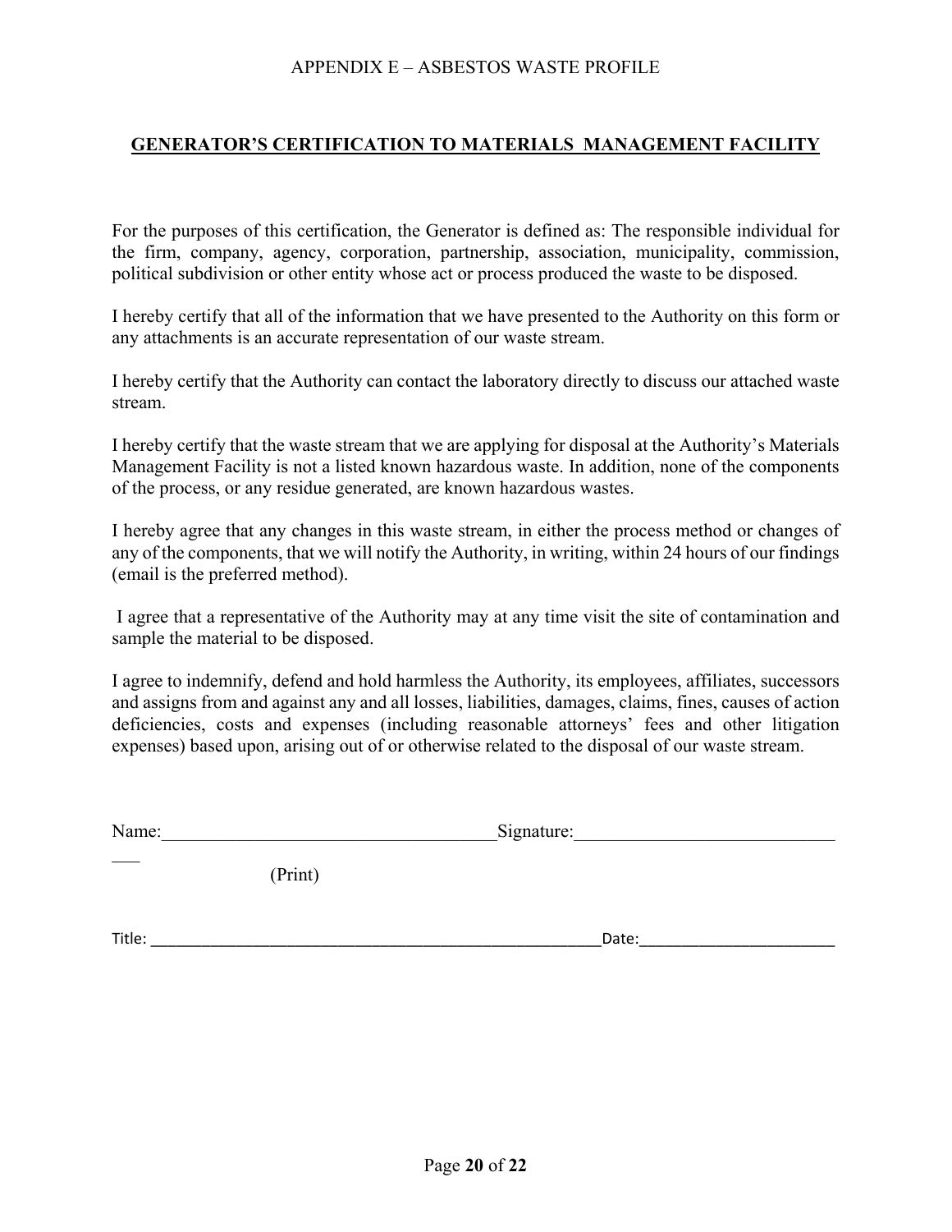APPENDIX E – ASBESTOS WASTE PROFILE

## GENERATOR'S CERTIFICATION TO MATERIALS MANAGEMENT FACILITY

For the purposes of this certification, the Generator is defined as: The responsible individual for the firm, company, agency, corporation, partnership, association, municipality, commission, political subdivision or other entity whose act or process produced the waste to be disposed.

I hereby certify that all of the information that we have presented to the Authority on this form or any attachments is an accurate representation of our waste stream.

I hereby certify that the Authority can contact the laboratory directly to discuss our attached waste stream.

I hereby certify that the waste stream that we are applying for disposal at the Authority's Materials Management Facility is not a listed known hazardous waste. In addition, none of the components of the process, or any residue generated, are known hazardous wastes.

I hereby agree that any changes in this waste stream, in either the process method or changes of any of the components, that we will notify the Authority, in writing, within 24 hours of our findings (email is the preferred method).

I agree that a representative of the Authority may at any time visit the site of contamination and sample the material to be disposed.

I agree to indemnify, defend and hold harmless the Authority, its employees, affiliates, successors and assigns from and against any and all losses, liabilities, damages, claims, fines, causes of action deficiencies, costs and expenses (including reasonable attorneys' fees and other litigation expenses) based upon, arising out of or otherwise related to the disposal of our waste stream.

Name:_____________________________________ Signature:_____________________________

(Print)

Title: ________________________________________________________ Date:________________________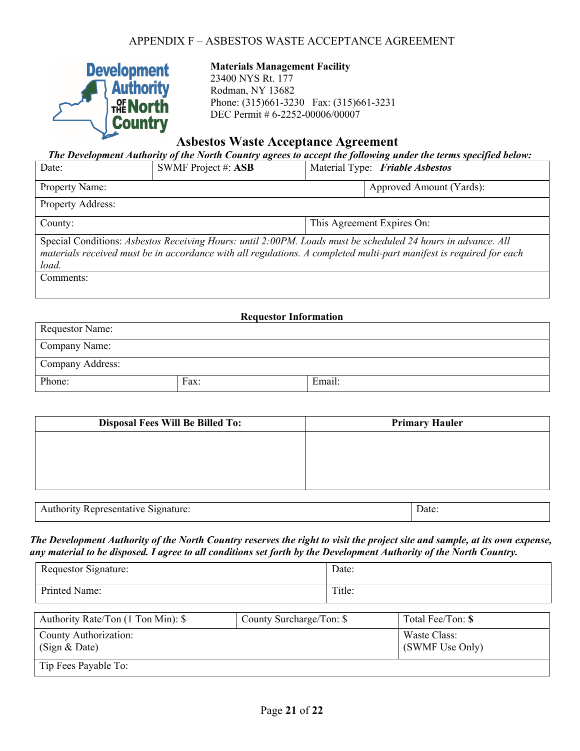APPENDIX F – ASBESTOS WASTE ACCEPTANCE AGREEMENT

Development Authority of the North Country

**Materials Management Facility**
23400 NYS Rt. 177
Rodman, NY 13682
Phone: (315)661-3230 Fax: (315)661-3231
DEC Permit # 6-2252-00006/00007

## Asbestos Waste Acceptance Agreement

***The Development Authority of the North Country agrees to accept the following under the terms specified below:***

| Date: | SWMF Project #: **ASB** | Material Type: ***Friable Asbestos*** |
|---|---|---|
| Property Name: | | Approved Amount (Yards): |
| Property Address: | | |
| County: | | This Agreement Expires On: |
| Special Conditions: *Asbestos Receiving Hours: until 2:00PM. Loads must be scheduled 24 hours in advance. All materials received must be in accordance with all regulations. A completed multi-part manifest is required for each load.* | | |
| Comments: | | |

**Requestor Information**

| Requestor Name: | | |
|---|---|---|
| Company Name: | | |
| Company Address: | | |
| Phone: | Fax: | Email: |

| Disposal Fees Will Be Billed To: | Primary Hauler |
|---|---|
| | |

| Authority Representative Signature: | Date: |
|---|---|

***The Development Authority of the North Country reserves the right to visit the project site and sample, at its own expense, any material to be disposed. I agree to all conditions set forth by the Development Authority of the North Country.***

| Requestor Signature: | Date: |
|---|---|
| Printed Name: | Title: |

| Authority Rate/Ton (1 Ton Min): $ | County Surcharge/Ton: $ | Total Fee/Ton: **$** |
|---|---|---|
| County Authorization: (Sign & Date) | | Waste Class: (SWMF Use Only) |
| Tip Fees Payable To: | | |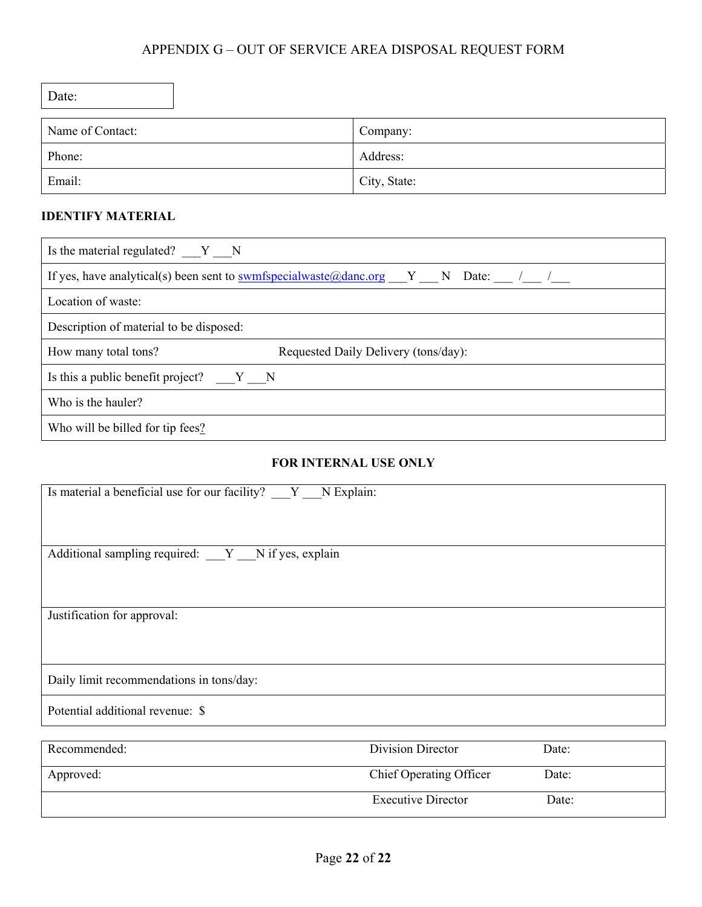# APPENDIX G – OUT OF SERVICE AREA DISPOSAL REQUEST FORM

| Date: |
|---|

| Name of Contact: | Company: |
|---|---|
| Phone: | Address: |
| Email: | City, State: |

**IDENTIFY MATERIAL**

| |
|---|
| Is the material regulated? ___Y ___N |
| If yes, have analytical(s) been sent to swmfspecialwaste@danc.org ___Y ___ N Date: ___ /___ /___ |
| Location of waste: |
| Description of material to be disposed: |
| How many total tons? Requested Daily Delivery (tons/day): |
| Is this a public benefit project? ___Y ___N |
| Who is the hauler? |
| Who will be billed for tip fees? |

**FOR INTERNAL USE ONLY**

| |
|---|
| Is material a beneficial use for our facility? ___Y ___N Explain: |
| Additional sampling required: ___Y ___N if yes, explain |
| Justification for approval: |
| Daily limit recommendations in tons/day: |
| Potential additional revenue: $ |

| | | |
|---|---|---|
| Recommended: | Division Director | Date: |
| Approved: | Chief Operating Officer | Date: |
| | Executive Director | Date: |